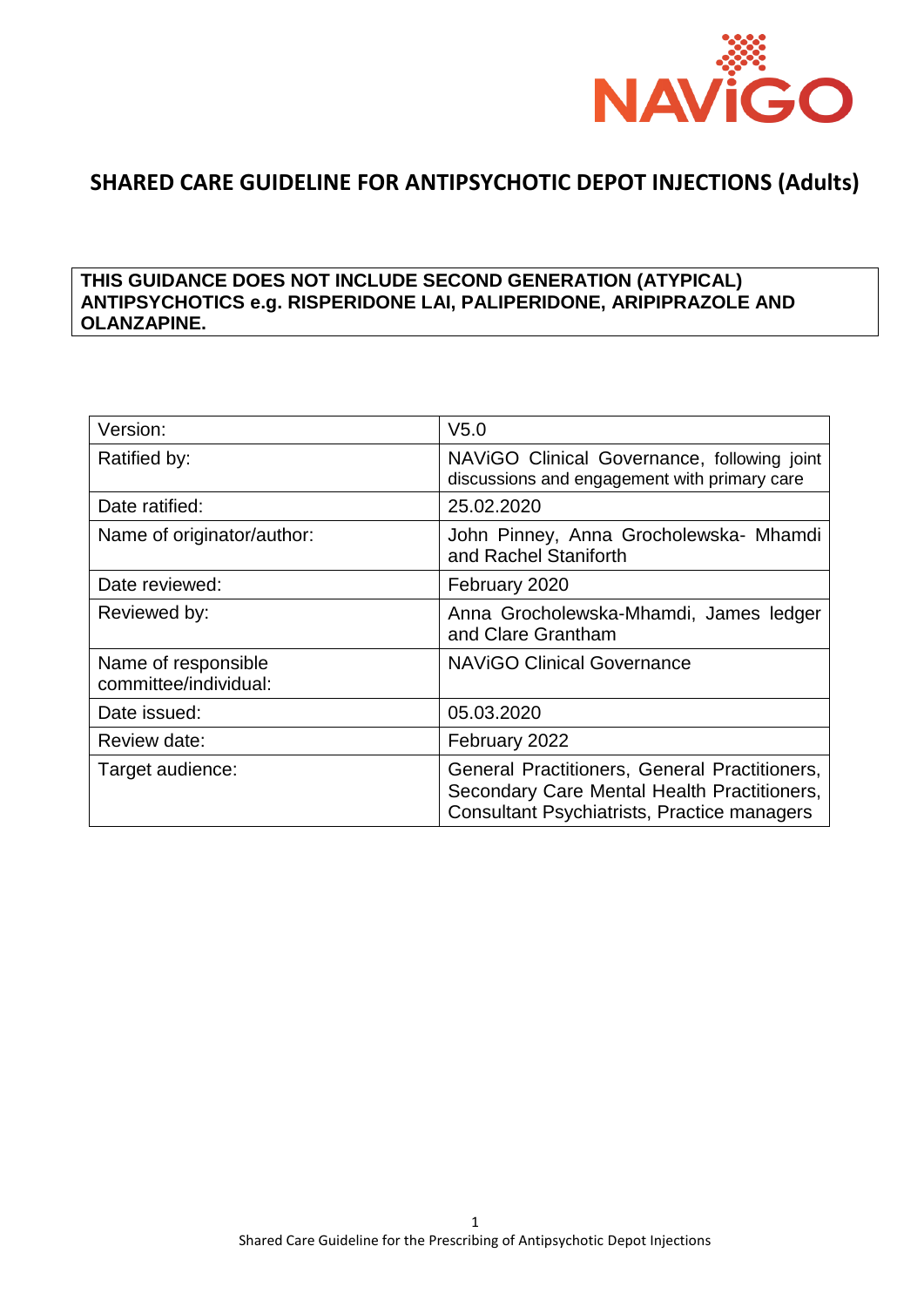NAViGO

# SHARED CARE GUIDELINE FOR ANTIPSYCHOTIC DEPOT INJECTIONS (Adults)

**THIS GUIDANCE DOES NOT INCLUDE SECOND GENERATION (ATYPICAL) ANTIPSYCHOTICS e.g. RISPERIDONE LAI, PALIPERIDONE, ARIPIPRAZOLE AND OLANZAPINE.**

| | |
|---|---|
| Version: | V5.0 |
| Ratified by: | NAViGO Clinical Governance, following joint discussions and engagement with primary care |
| Date ratified: | 25.02.2020 |
| Name of originator/author: | John Pinney, Anna Grocholewska- Mhamdi and Rachel Staniforth |
| Date reviewed: | February 2020 |
| Reviewed by: | Anna Grocholewska-Mhamdi, James ledger and Clare Grantham |
| Name of responsible committee/individual: | NAViGO Clinical Governance |
| Date issued: | 05.03.2020 |
| Review date: | February 2022 |
| Target audience: | General Practitioners, General Practitioners, Secondary Care Mental Health Practitioners, Consultant Psychiatrists, Practice managers |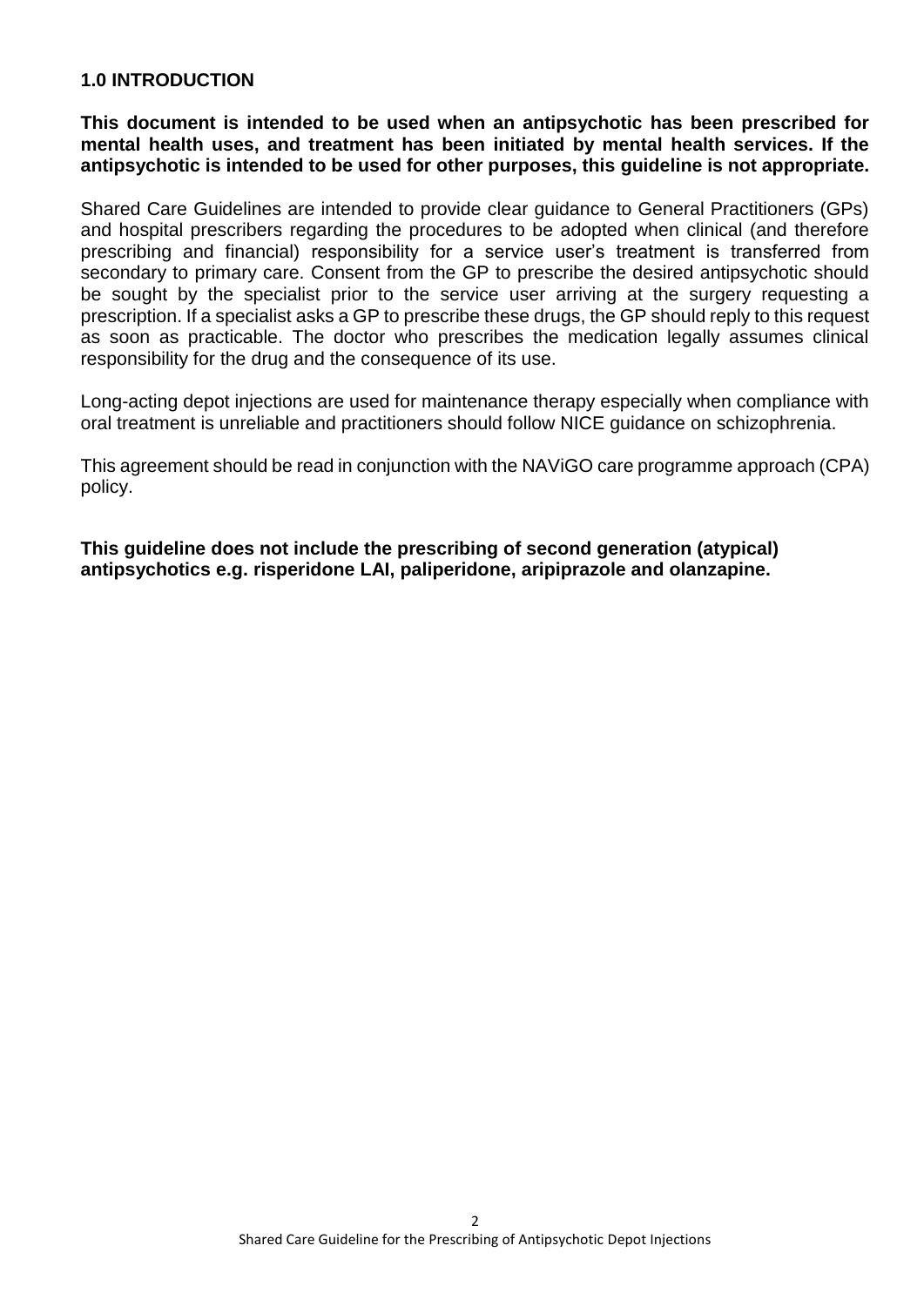## 1.0 INTRODUCTION

**This document is intended to be used when an antipsychotic has been prescribed for mental health uses, and treatment has been initiated by mental health services. If the antipsychotic is intended to be used for other purposes, this guideline is not appropriate.**

Shared Care Guidelines are intended to provide clear guidance to General Practitioners (GPs) and hospital prescribers regarding the procedures to be adopted when clinical (and therefore prescribing and financial) responsibility for a service user's treatment is transferred from secondary to primary care. Consent from the GP to prescribe the desired antipsychotic should be sought by the specialist prior to the service user arriving at the surgery requesting a prescription. If a specialist asks a GP to prescribe these drugs, the GP should reply to this request as soon as practicable. The doctor who prescribes the medication legally assumes clinical responsibility for the drug and the consequence of its use.

Long-acting depot injections are used for maintenance therapy especially when compliance with oral treatment is unreliable and practitioners should follow NICE guidance on schizophrenia.

This agreement should be read in conjunction with the NAViGO care programme approach (CPA) policy.

**This guideline does not include the prescribing of second generation (atypical) antipsychotics e.g. risperidone LAI, paliperidone, aripiprazole and olanzapine.**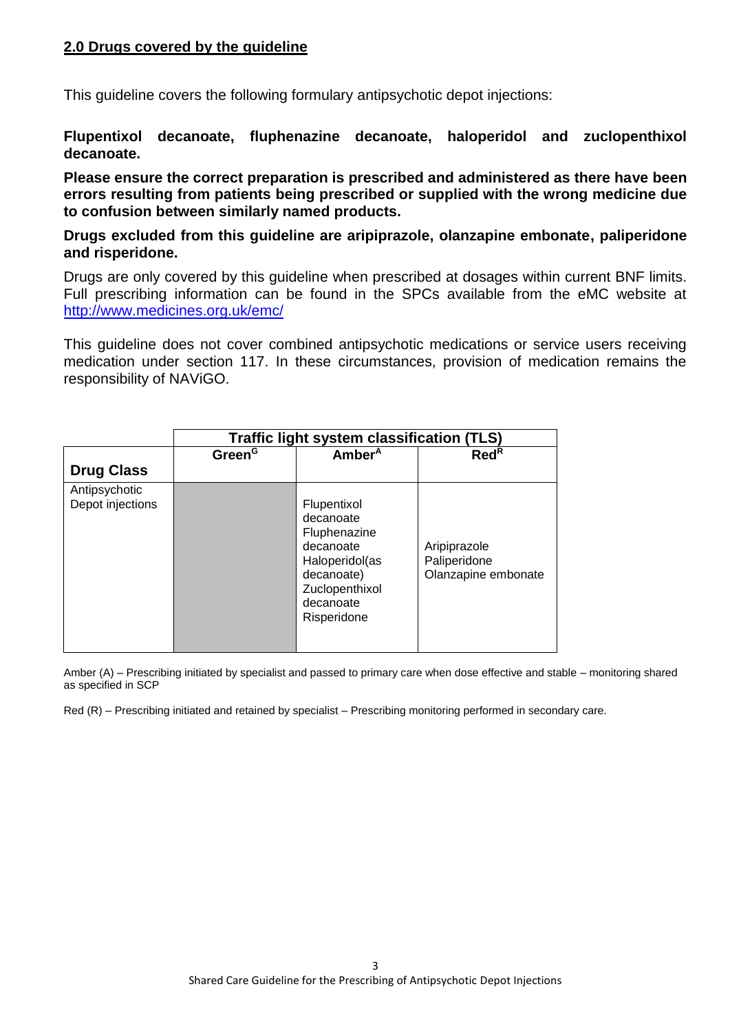## 2.0 Drugs covered by the guideline

This guideline covers the following formulary antipsychotic depot injections:

**Flupentixol decanoate, fluphenazine decanoate, haloperidol and zuclopenthixol decanoate.**

**Please ensure the correct preparation is prescribed and administered as there have been errors resulting from patients being prescribed or supplied with the wrong medicine due to confusion between similarly named products.**

**Drugs excluded from this guideline are aripiprazole, olanzapine embonate, paliperidone and risperidone.**

Drugs are only covered by this guideline when prescribed at dosages within current BNF limits. Full prescribing information can be found in the SPCs available from the eMC website at http://www.medicines.org.uk/emc/

This guideline does not cover combined antipsychotic medications or service users receiving medication under section 117. In these circumstances, provision of medication remains the responsibility of NAViGO.

| | **Traffic light system classification (TLS)** | | |
|---|---|---|---|
| **Drug Class** | **Green[G]** | **Amber[A]** | **Red[R]** |
| Antipsychotic Depot injections | | Flupentixol decanoate<br>Fluphenazine decanoate<br>Haloperidol(as decanoate)<br>Zuclopenthixol decanoate<br>Risperidone | Aripiprazole<br>Paliperidone<br>Olanzapine embonate |

Amber (A) – Prescribing initiated by specialist and passed to primary care when dose effective and stable – monitoring shared as specified in SCP

Red (R) – Prescribing initiated and retained by specialist – Prescribing monitoring performed in secondary care.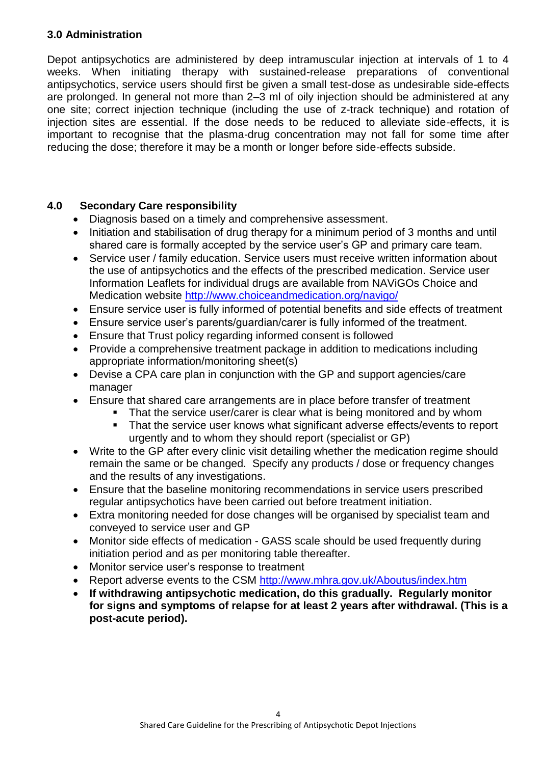### 3.0 Administration

Depot antipsychotics are administered by deep intramuscular injection at intervals of 1 to 4 weeks. When initiating therapy with sustained-release preparations of conventional antipsychotics, service users should first be given a small test-dose as undesirable side-effects are prolonged. In general not more than 2–3 ml of oily injection should be administered at any one site; correct injection technique (including the use of z-track technique) and rotation of injection sites are essential. If the dose needs to be reduced to alleviate side-effects, it is important to recognise that the plasma-drug concentration may not fall for some time after reducing the dose; therefore it may be a month or longer before side-effects subside.

### 4.0 Secondary Care responsibility

- Diagnosis based on a timely and comprehensive assessment.
- Initiation and stabilisation of drug therapy for a minimum period of 3 months and until shared care is formally accepted by the service user's GP and primary care team.
- Service user / family education. Service users must receive written information about the use of antipsychotics and the effects of the prescribed medication. Service user Information Leaflets for individual drugs are available from NAViGOs Choice and Medication website http://www.choiceandmedication.org/navigo/
- Ensure service user is fully informed of potential benefits and side effects of treatment
- Ensure service user's parents/guardian/carer is fully informed of the treatment.
- Ensure that Trust policy regarding informed consent is followed
- Provide a comprehensive treatment package in addition to medications including appropriate information/monitoring sheet(s)
- Devise a CPA care plan in conjunction with the GP and support agencies/care manager
- Ensure that shared care arrangements are in place before transfer of treatment
    - That the service user/carer is clear what is being monitored and by whom
    - That the service user knows what significant adverse effects/events to report urgently and to whom they should report (specialist or GP)
- Write to the GP after every clinic visit detailing whether the medication regime should remain the same or be changed. Specify any products / dose or frequency changes and the results of any investigations.
- Ensure that the baseline monitoring recommendations in service users prescribed regular antipsychotics have been carried out before treatment initiation.
- Extra monitoring needed for dose changes will be organised by specialist team and conveyed to service user and GP
- Monitor side effects of medication - GASS scale should be used frequently during initiation period and as per monitoring table thereafter.
- Monitor service user's response to treatment
- Report adverse events to the CSM http://www.mhra.gov.uk/Aboutus/index.htm
- **If withdrawing antipsychotic medication, do this gradually. Regularly monitor for signs and symptoms of relapse for at least 2 years after withdrawal. (This is a post-acute period).**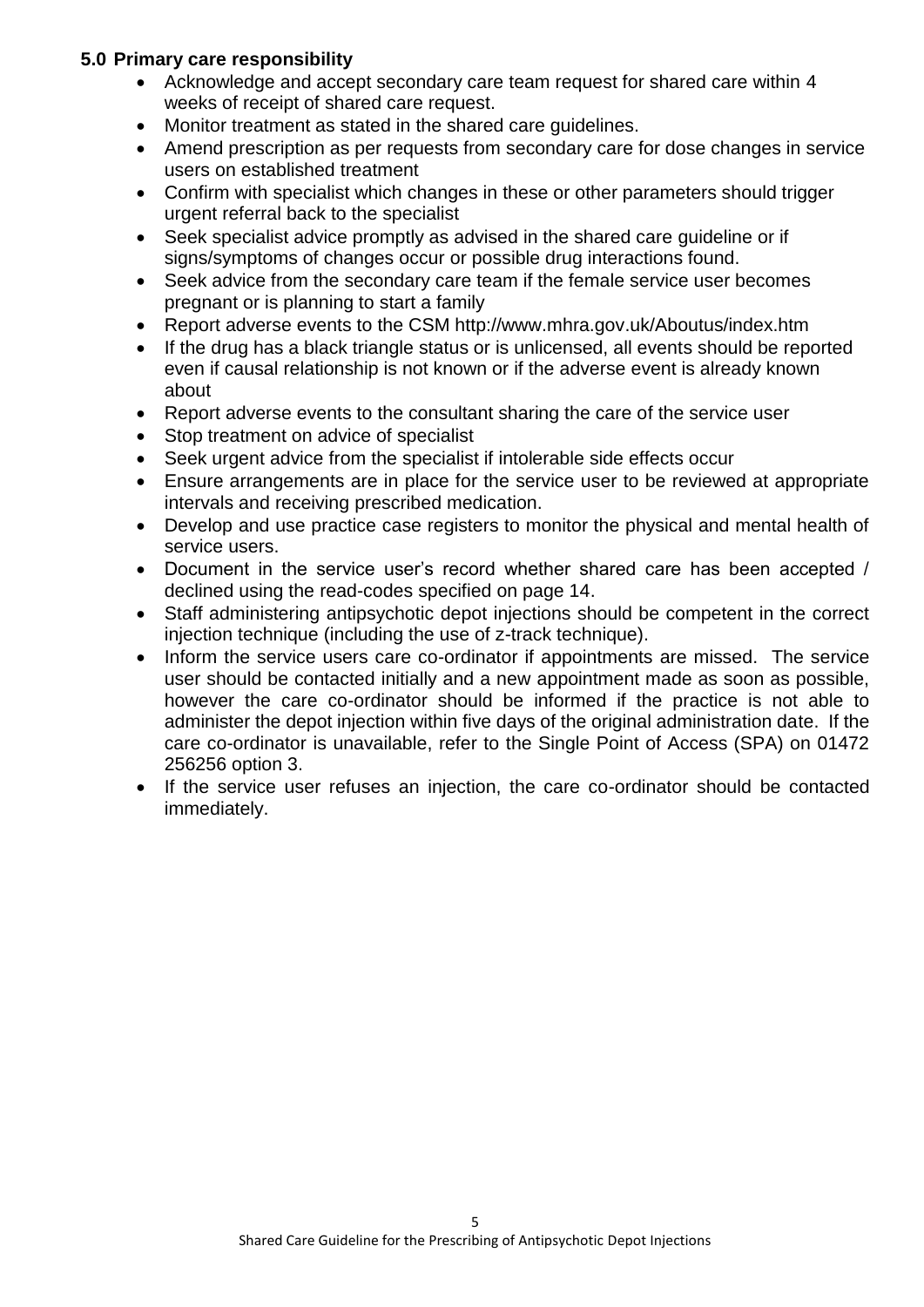## 5.0 Primary care responsibility

- Acknowledge and accept secondary care team request for shared care within 4 weeks of receipt of shared care request.
- Monitor treatment as stated in the shared care guidelines.
- Amend prescription as per requests from secondary care for dose changes in service users on established treatment
- Confirm with specialist which changes in these or other parameters should trigger urgent referral back to the specialist
- Seek specialist advice promptly as advised in the shared care guideline or if signs/symptoms of changes occur or possible drug interactions found.
- Seek advice from the secondary care team if the female service user becomes pregnant or is planning to start a family
- Report adverse events to the CSM http://www.mhra.gov.uk/Aboutus/index.htm
- If the drug has a black triangle status or is unlicensed, all events should be reported even if causal relationship is not known or if the adverse event is already known about
- Report adverse events to the consultant sharing the care of the service user
- Stop treatment on advice of specialist
- Seek urgent advice from the specialist if intolerable side effects occur
- Ensure arrangements are in place for the service user to be reviewed at appropriate intervals and receiving prescribed medication.
- Develop and use practice case registers to monitor the physical and mental health of service users.
- Document in the service user's record whether shared care has been accepted / declined using the read-codes specified on page 14.
- Staff administering antipsychotic depot injections should be competent in the correct injection technique (including the use of z-track technique).
- Inform the service users care co-ordinator if appointments are missed. The service user should be contacted initially and a new appointment made as soon as possible, however the care co-ordinator should be informed if the practice is not able to administer the depot injection within five days of the original administration date. If the care co-ordinator is unavailable, refer to the Single Point of Access (SPA) on 01472 256256 option 3.
- If the service user refuses an injection, the care co-ordinator should be contacted immediately.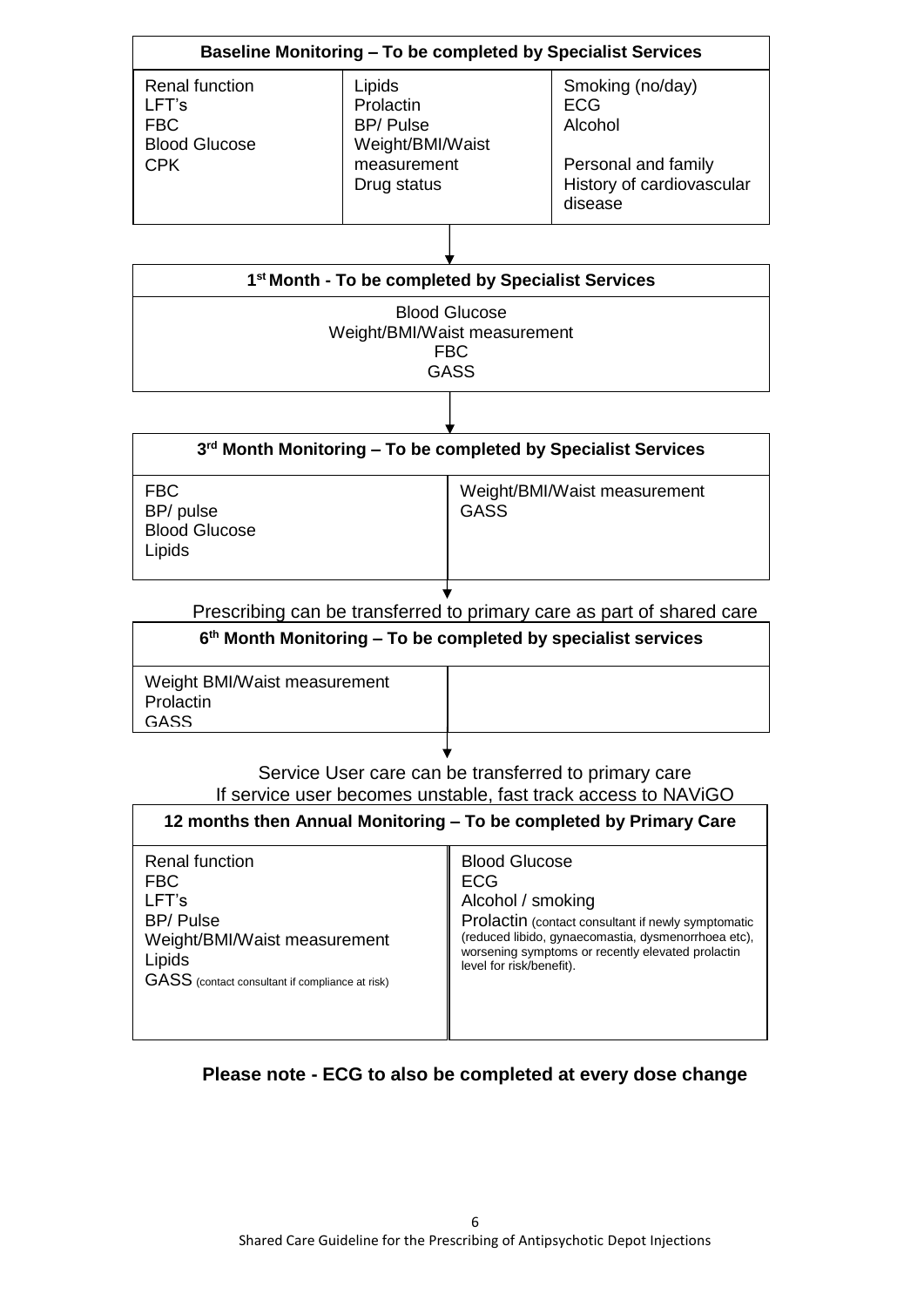| Baseline Monitoring – To be completed by Specialist Services | | |
|---|---|---|
| Renal function<br>LFT's<br>FBC<br>Blood Glucose<br>CPK | Lipids<br>Prolactin<br>BP/ Pulse<br>Weight/BMI/Waist measurement<br>Drug status | Smoking (no/day)<br>ECG<br>Alcohol<br><br>Personal and family History of cardiovascular disease |

| 1st Month - To be completed by Specialist Services |
|---|
| Blood Glucose<br>Weight/BMI/Waist measurement<br>FBC<br>GASS |

| 3rd Month Monitoring – To be completed by Specialist Services | |
|---|---|
| FBC<br>BP/ pulse<br>Blood Glucose<br>Lipids | Weight/BMI/Waist measurement<br>GASS |

Prescribing can be transferred to primary care as part of shared care

| 6th Month Monitoring – To be completed by specialist services | |
|---|---|
| Weight BMI/Waist measurement<br>Prolactin<br>GASS | |

Service User care can be transferred to primary care
If service user becomes unstable, fast track access to NAViGO

| 12 months then Annual Monitoring – To be completed by Primary Care | |
|---|---|
| Renal function<br>FBC<br>LFT's<br>BP/ Pulse<br>Weight/BMI/Waist measurement<br>Lipids<br>GASS (contact consultant if compliance at risk) | Blood Glucose<br>ECG<br>Alcohol / smoking<br>Prolactin (contact consultant if newly symptomatic (reduced libido, gynaecomastia, dysmenorrhoea etc), worsening symptoms or recently elevated prolactin level for risk/benefit). |

**Please note - ECG to also be completed at every dose change**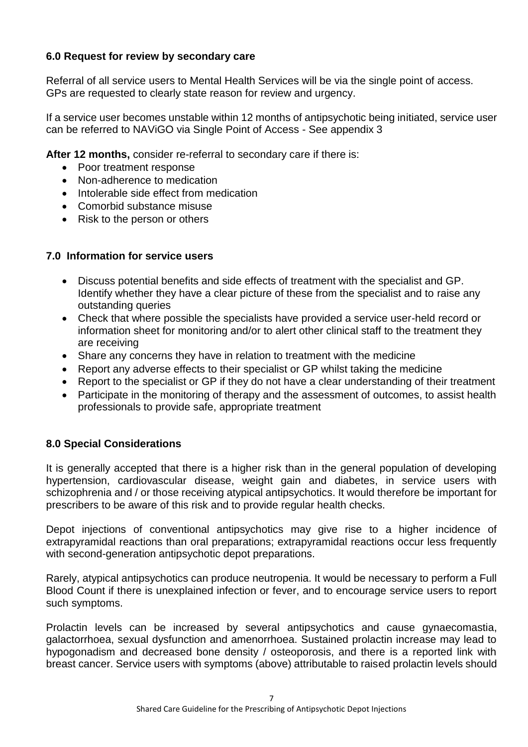## 6.0 Request for review by secondary care

Referral of all service users to Mental Health Services will be via the single point of access. GPs are requested to clearly state reason for review and urgency.

If a service user becomes unstable within 12 months of antipsychotic being initiated, service user can be referred to NAViGO via Single Point of Access - See appendix 3

**After 12 months,** consider re-referral to secondary care if there is:

- Poor treatment response
- Non-adherence to medication
- Intolerable side effect from medication
- Comorbid substance misuse
- Risk to the person or others

## 7.0 Information for service users

- Discuss potential benefits and side effects of treatment with the specialist and GP. Identify whether they have a clear picture of these from the specialist and to raise any outstanding queries
- Check that where possible the specialists have provided a service user-held record or information sheet for monitoring and/or to alert other clinical staff to the treatment they are receiving
- Share any concerns they have in relation to treatment with the medicine
- Report any adverse effects to their specialist or GP whilst taking the medicine
- Report to the specialist or GP if they do not have a clear understanding of their treatment
- Participate in the monitoring of therapy and the assessment of outcomes, to assist health professionals to provide safe, appropriate treatment

## 8.0 Special Considerations

It is generally accepted that there is a higher risk than in the general population of developing hypertension, cardiovascular disease, weight gain and diabetes, in service users with schizophrenia and / or those receiving atypical antipsychotics. It would therefore be important for prescribers to be aware of this risk and to provide regular health checks.

Depot injections of conventional antipsychotics may give rise to a higher incidence of extrapyramidal reactions than oral preparations; extrapyramidal reactions occur less frequently with second-generation antipsychotic depot preparations.

Rarely, atypical antipsychotics can produce neutropenia. It would be necessary to perform a Full Blood Count if there is unexplained infection or fever, and to encourage service users to report such symptoms.

Prolactin levels can be increased by several antipsychotics and cause gynaecomastia, galactorrhoea, sexual dysfunction and amenorrhoea. Sustained prolactin increase may lead to hypogonadism and decreased bone density / osteoporosis, and there is a reported link with breast cancer. Service users with symptoms (above) attributable to raised prolactin levels should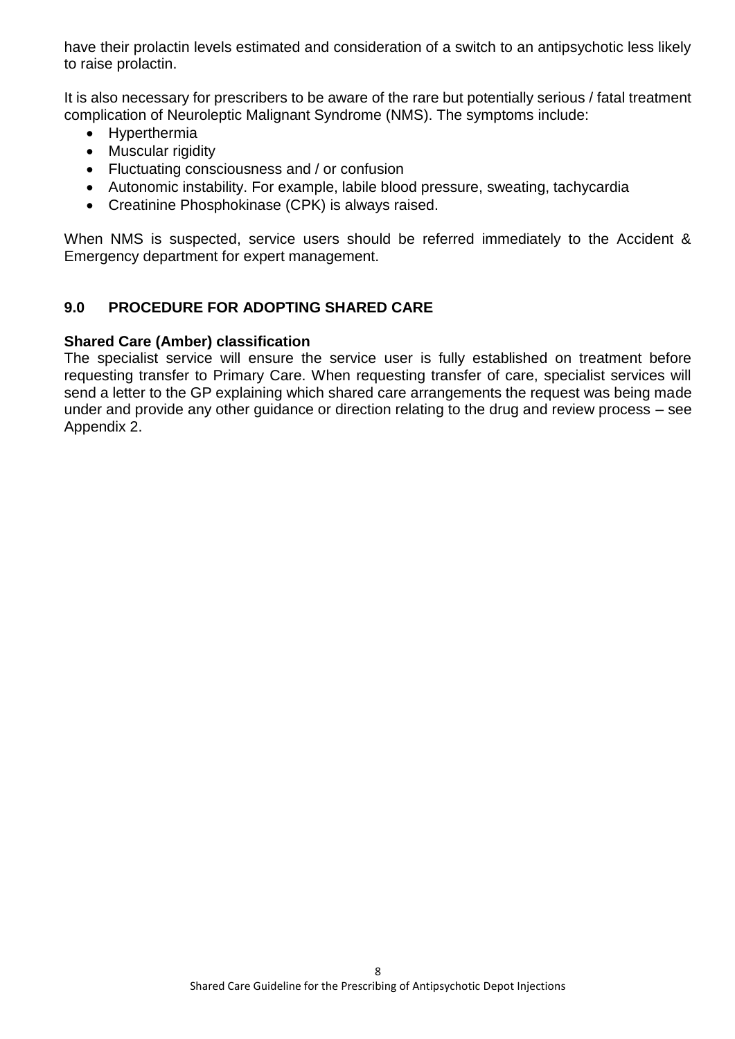have their prolactin levels estimated and consideration of a switch to an antipsychotic less likely to raise prolactin.

It is also necessary for prescribers to be aware of the rare but potentially serious / fatal treatment complication of Neuroleptic Malignant Syndrome (NMS). The symptoms include:

- Hyperthermia
- Muscular rigidity
- Fluctuating consciousness and / or confusion
- Autonomic instability. For example, labile blood pressure, sweating, tachycardia
- Creatinine Phosphokinase (CPK) is always raised.

When NMS is suspected, service users should be referred immediately to the Accident & Emergency department for expert management.

## 9.0 PROCEDURE FOR ADOPTING SHARED CARE

**Shared Care (Amber) classification**

The specialist service will ensure the service user is fully established on treatment before requesting transfer to Primary Care. When requesting transfer of care, specialist services will send a letter to the GP explaining which shared care arrangements the request was being made under and provide any other guidance or direction relating to the drug and review process – see Appendix 2.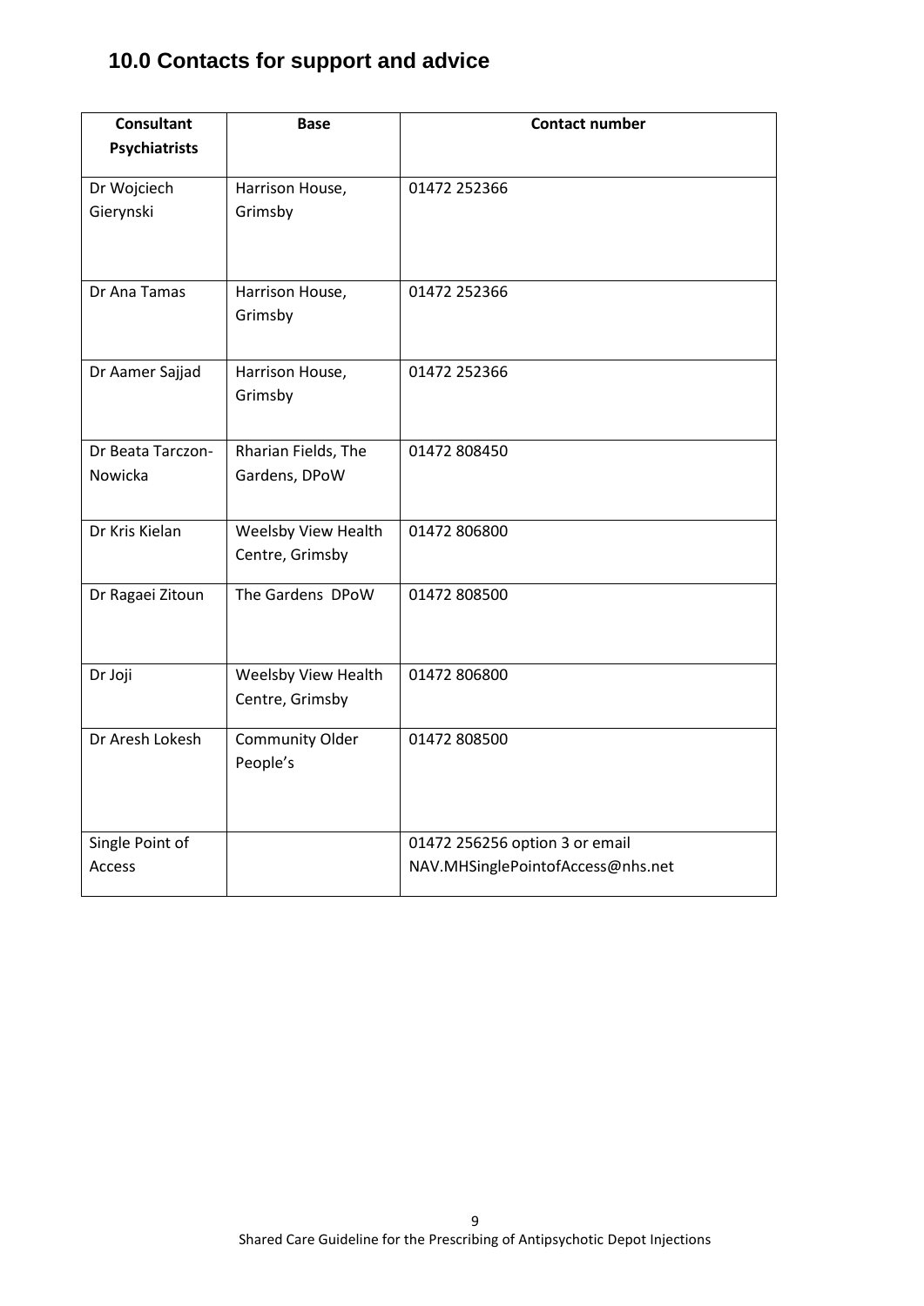## 10.0 Contacts for support and advice

| Consultant Psychiatrists | Base | Contact number |
|---|---|---|
| Dr Wojciech Gierynski | Harrison House, Grimsby | 01472 252366 |
| Dr Ana Tamas | Harrison House, Grimsby | 01472 252366 |
| Dr Aamer Sajjad | Harrison House, Grimsby | 01472 252366 |
| Dr Beata Tarczon-Nowicka | Rharian Fields, The Gardens, DPoW | 01472 808450 |
| Dr Kris Kielan | Weelsby View Health Centre, Grimsby | 01472 806800 |
| Dr Ragaei Zitoun | The Gardens DPoW | 01472 808500 |
| Dr Joji | Weelsby View Health Centre, Grimsby | 01472 806800 |
| Dr Aresh Lokesh | Community Older People's | 01472 808500 |
| Single Point of Access | | 01472 256256 option 3 or email NAV.MHSinglePointofAccess@nhs.net |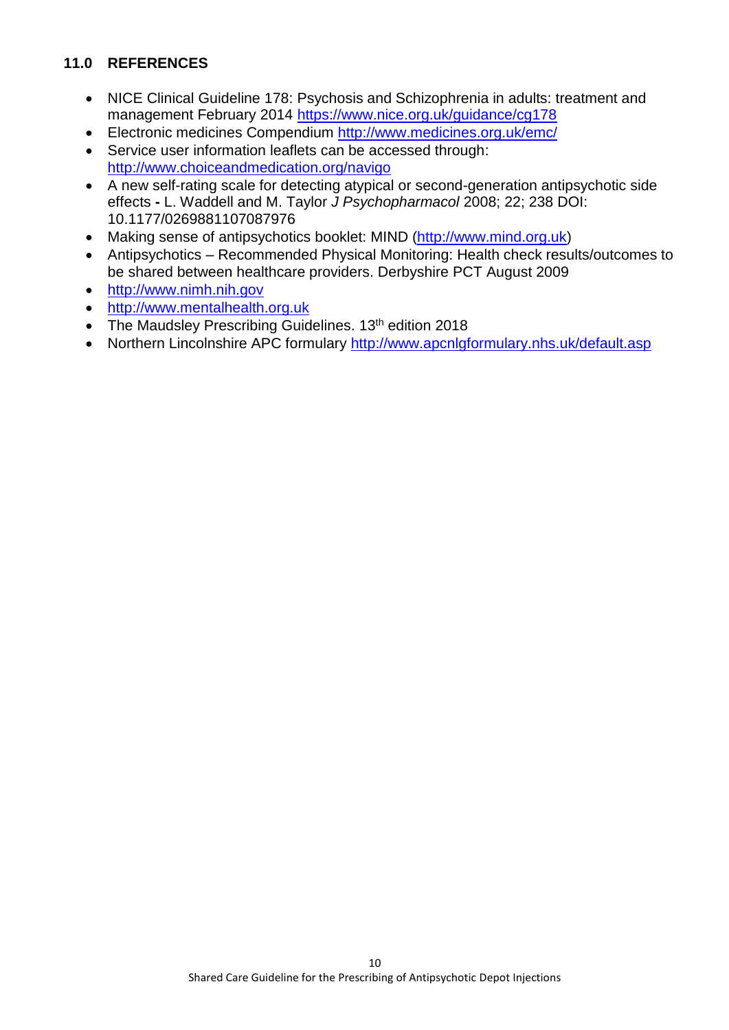## 11.0 REFERENCES

- NICE Clinical Guideline 178: Psychosis and Schizophrenia in adults: treatment and management February 2014 https://www.nice.org.uk/guidance/cg178
- Electronic medicines Compendium http://www.medicines.org.uk/emc/
- Service user information leaflets can be accessed through: http://www.choiceandmedication.org/navigo
- A new self-rating scale for detecting atypical or second-generation antipsychotic side effects **-** L. Waddell and M. Taylor *J Psychopharmacol* 2008; 22; 238 DOI: 10.1177/0269881107087976
- Making sense of antipsychotics booklet: MIND (http://www.mind.org.uk)
- Antipsychotics – Recommended Physical Monitoring: Health check results/outcomes to be shared between healthcare providers. Derbyshire PCT August 2009
- http://www.nimh.nih.gov
- http://www.mentalhealth.org.uk
- The Maudsley Prescribing Guidelines. 13th edition 2018
- Northern Lincolnshire APC formulary http://www.apcnlgformulary.nhs.uk/default.asp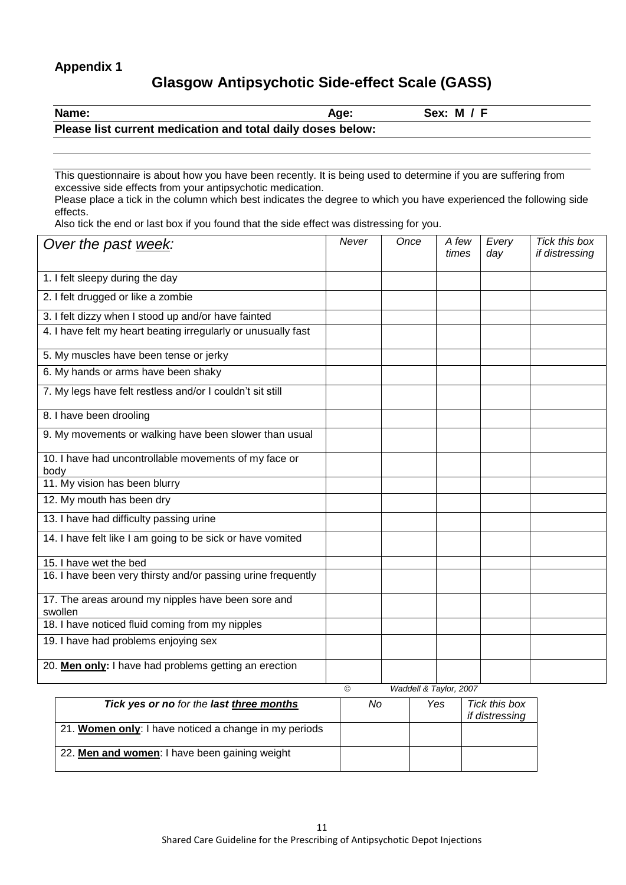**Appendix 1**

## Glasgow Antipsychotic Side-effect Scale (GASS)

**Name:** **Age:** **Sex: M / F**

**Please list current medication and total daily doses below:**

This questionnaire is about how you have been recently. It is being used to determine if you are suffering from excessive side effects from your antipsychotic medication.
Please place a tick in the column which best indicates the degree to which you have experienced the following side effects.
Also tick the end or last box if you found that the side effect was distressing for you.

| *Over the past <u>week</u>:* | *Never* | *Once* | *A few times* | *Every day* | *Tick this box if distressing* |
|---|---|---|---|---|---|
| 1. I felt sleepy during the day | | | | | |
| 2. I felt drugged or like a zombie | | | | | |
| 3. I felt dizzy when I stood up and/or have fainted | | | | | |
| 4. I have felt my heart beating irregularly or unusually fast | | | | | |
| 5. My muscles have been tense or jerky | | | | | |
| 6. My hands or arms have been shaky | | | | | |
| 7. My legs have felt restless and/or I couldn't sit still | | | | | |
| 8. I have been drooling | | | | | |
| 9. My movements or walking have been slower than usual | | | | | |
| 10. I have had uncontrollable movements of my face or body | | | | | |
| 11. My vision has been blurry | | | | | |
| 12. My mouth has been dry | | | | | |
| 13. I have had difficulty passing urine | | | | | |
| 14. I have felt like I am going to be sick or have vomited | | | | | |
| 15. I have wet the bed | | | | | |
| 16. I have been very thirsty and/or passing urine frequently | | | | | |
| 17. The areas around my nipples have been sore and swollen | | | | | |
| 18. I have noticed fluid coming from my nipples | | | | | |
| 19. I have had problems enjoying sex | | | | | |
| 20. **Men only:** I have had problems getting an erection | | | | | |

*© Waddell & Taylor, 2007*

| ***Tick yes or no** for the **last <u>three months</u>*** | *No* | *Yes* | *Tick this box if distressing* |
|---|---|---|---|
| 21. **<u>Women only</u>**: I have noticed a change in my periods | | | |
| 22. **<u>Men and women</u>**: I have been gaining weight | | | |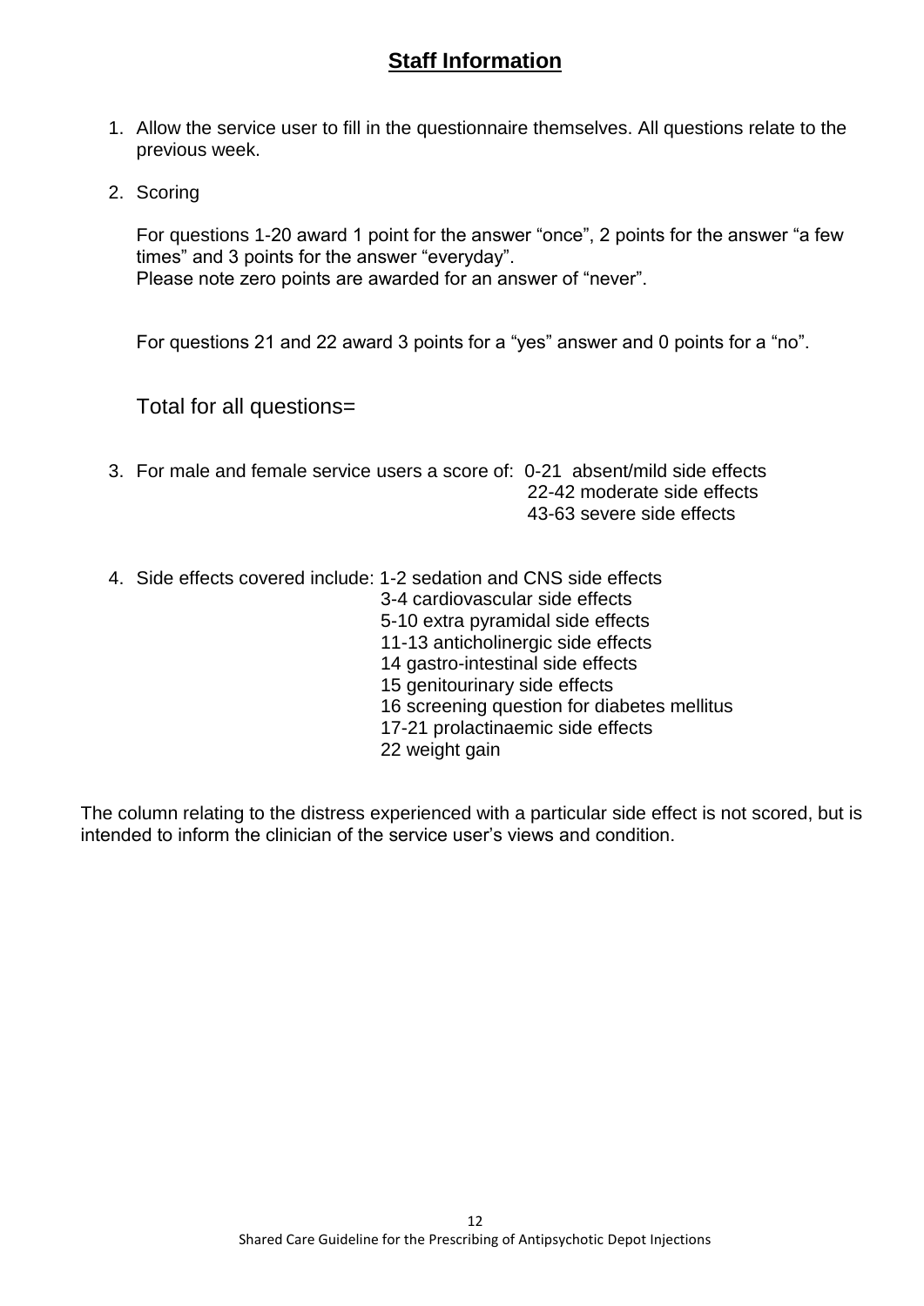## **Staff Information**

1. Allow the service user to fill in the questionnaire themselves. All questions relate to the previous week.

2. Scoring

   For questions 1-20 award 1 point for the answer "once", 2 points for the answer "a few times" and 3 points for the answer "everyday".
   Please note zero points are awarded for an answer of "never".

   For questions 21 and 22 award 3 points for a "yes" answer and 0 points for a "no".

   Total for all questions=

3. For male and female service users a score of:
   - 0-21 absent/mild side effects
   - 22-42 moderate side effects
   - 43-63 severe side effects

4. Side effects covered include:
   - 1-2 sedation and CNS side effects
   - 3-4 cardiovascular side effects
   - 5-10 extra pyramidal side effects
   - 11-13 anticholinergic side effects
   - 14 gastro-intestinal side effects
   - 15 genitourinary side effects
   - 16 screening question for diabetes mellitus
   - 17-21 prolactinaemic side effects
   - 22 weight gain

The column relating to the distress experienced with a particular side effect is not scored, but is intended to inform the clinician of the service user's views and condition.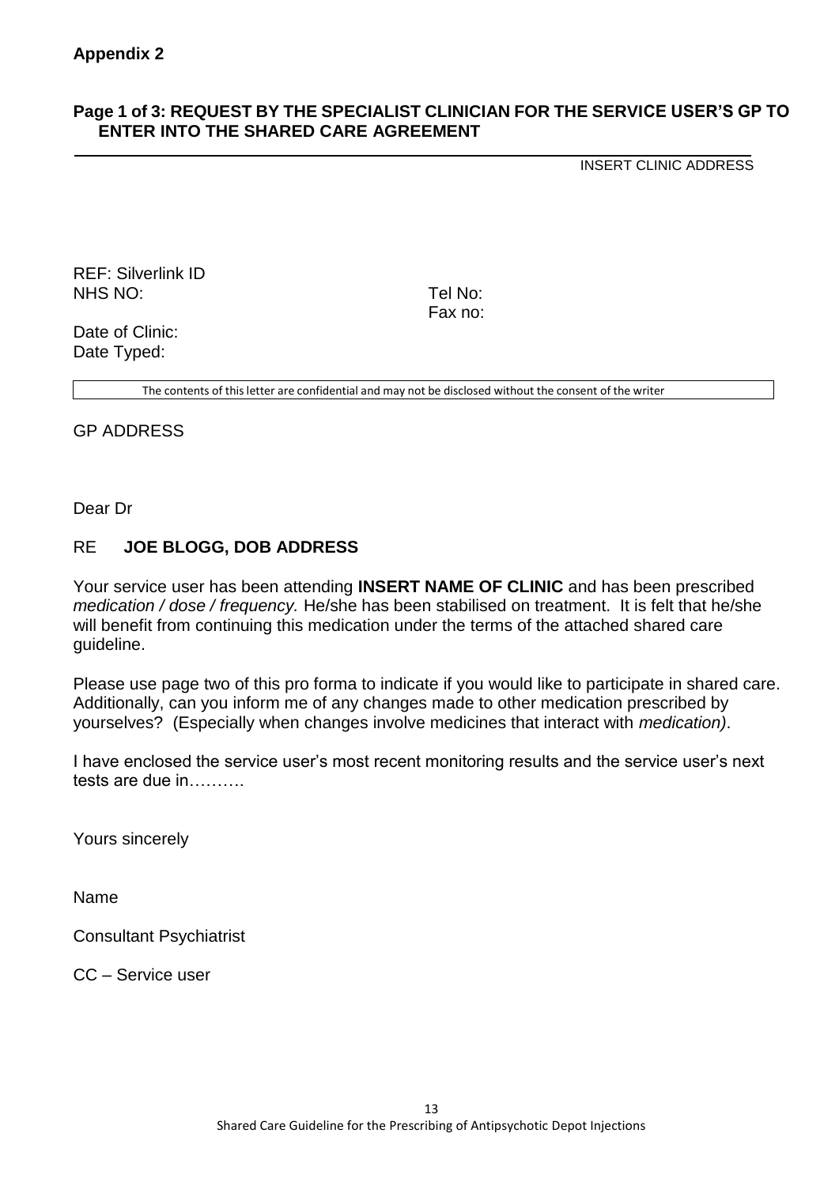**Appendix 2**

## Page 1 of 3: REQUEST BY THE SPECIALIST CLINICIAN FOR THE SERVICE USER'S GP TO ENTER INTO THE SHARED CARE AGREEMENT

INSERT CLINIC ADDRESS

REF: Silverlink ID
NHS NO:

Tel No:
Fax no:

Date of Clinic:
Date Typed:

The contents of this letter are confidential and may not be disclosed without the consent of the writer

GP ADDRESS

Dear Dr

RE **JOE BLOGG, DOB ADDRESS**

Your service user has been attending **INSERT NAME OF CLINIC** and has been prescribed *medication / dose / frequency.* He/she has been stabilised on treatment. It is felt that he/she will benefit from continuing this medication under the terms of the attached shared care guideline.

Please use page two of this pro forma to indicate if you would like to participate in shared care. Additionally, can you inform me of any changes made to other medication prescribed by yourselves? (Especially when changes involve medicines that interact with *medication)*.

I have enclosed the service user's most recent monitoring results and the service user's next tests are due in……….

Yours sincerely

Name

Consultant Psychiatrist

CC – Service user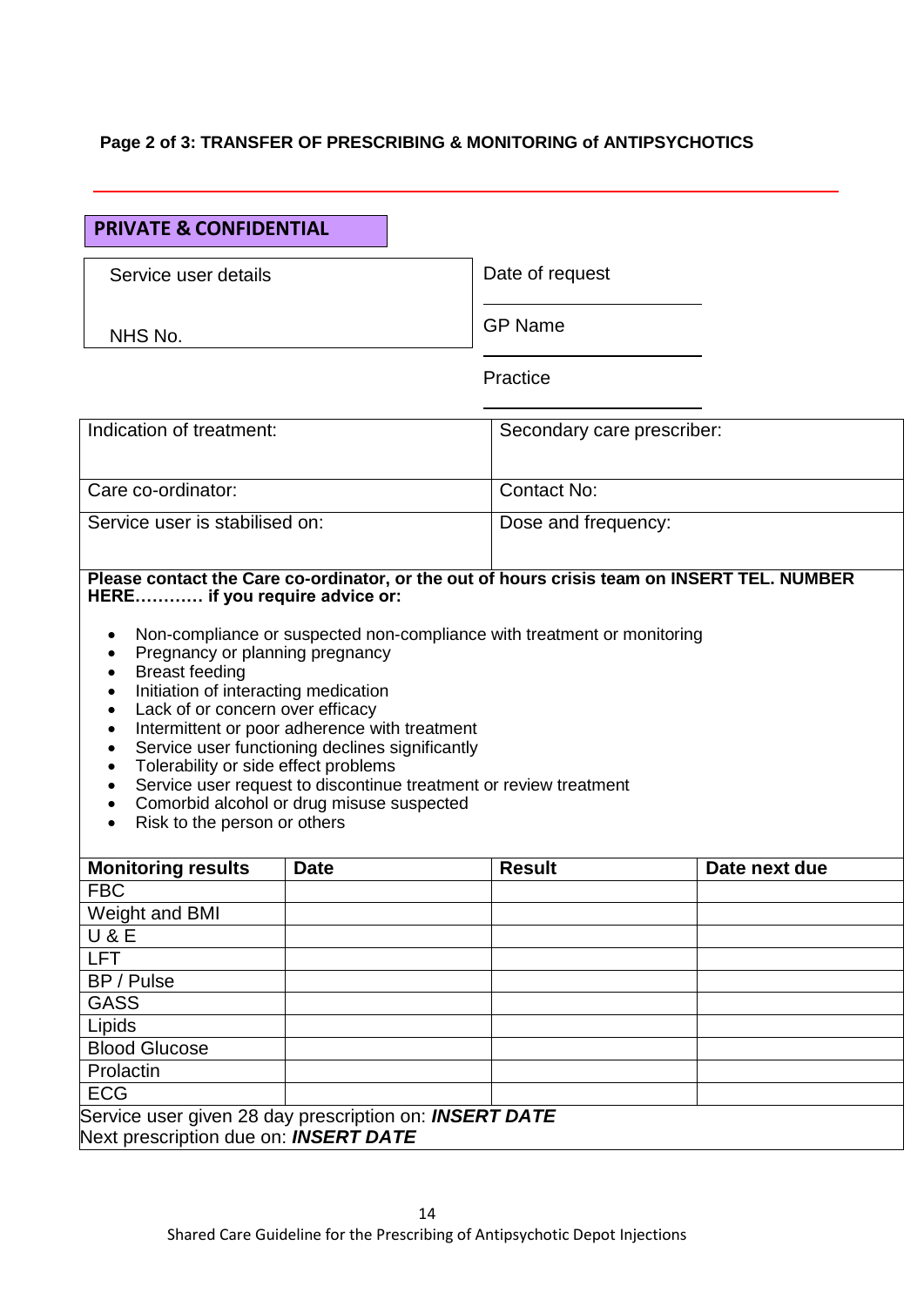**Page 2 of 3: TRANSFER OF PRESCRIBING & MONITORING of ANTIPSYCHOTICS**

**PRIVATE & CONFIDENTIAL**

| Service user details | Date of request |
|---|---|
| | GP Name |
| NHS No. | Practice |

| Indication of treatment: | Secondary care prescriber: |
|---|---|
| Care co-ordinator: | Contact No: |
| Service user is stabilised on: | Dose and frequency: |

**Please contact the Care co-ordinator, or the out of hours crisis team on INSERT TEL. NUMBER HERE………… if you require advice or:**

- Non-compliance or suspected non-compliance with treatment or monitoring
- Pregnancy or planning pregnancy
- Breast feeding
- Initiation of interacting medication
- Lack of or concern over efficacy
- Intermittent or poor adherence with treatment
- Service user functioning declines significantly
- Tolerability or side effect problems
- Service user request to discontinue treatment or review treatment
- Comorbid alcohol or drug misuse suspected
- Risk to the person or others

| **Monitoring results** | **Date** | **Result** | **Date next due** |
|---|---|---|---|
| FBC | | | |
| Weight and BMI | | | |
| U & E | | | |
| LFT | | | |
| BP / Pulse | | | |
| GASS | | | |
| Lipids | | | |
| Blood Glucose | | | |
| Prolactin | | | |
| ECG | | | |

Service user given 28 day prescription on: ***INSERT DATE***
Next prescription due on: ***INSERT DATE***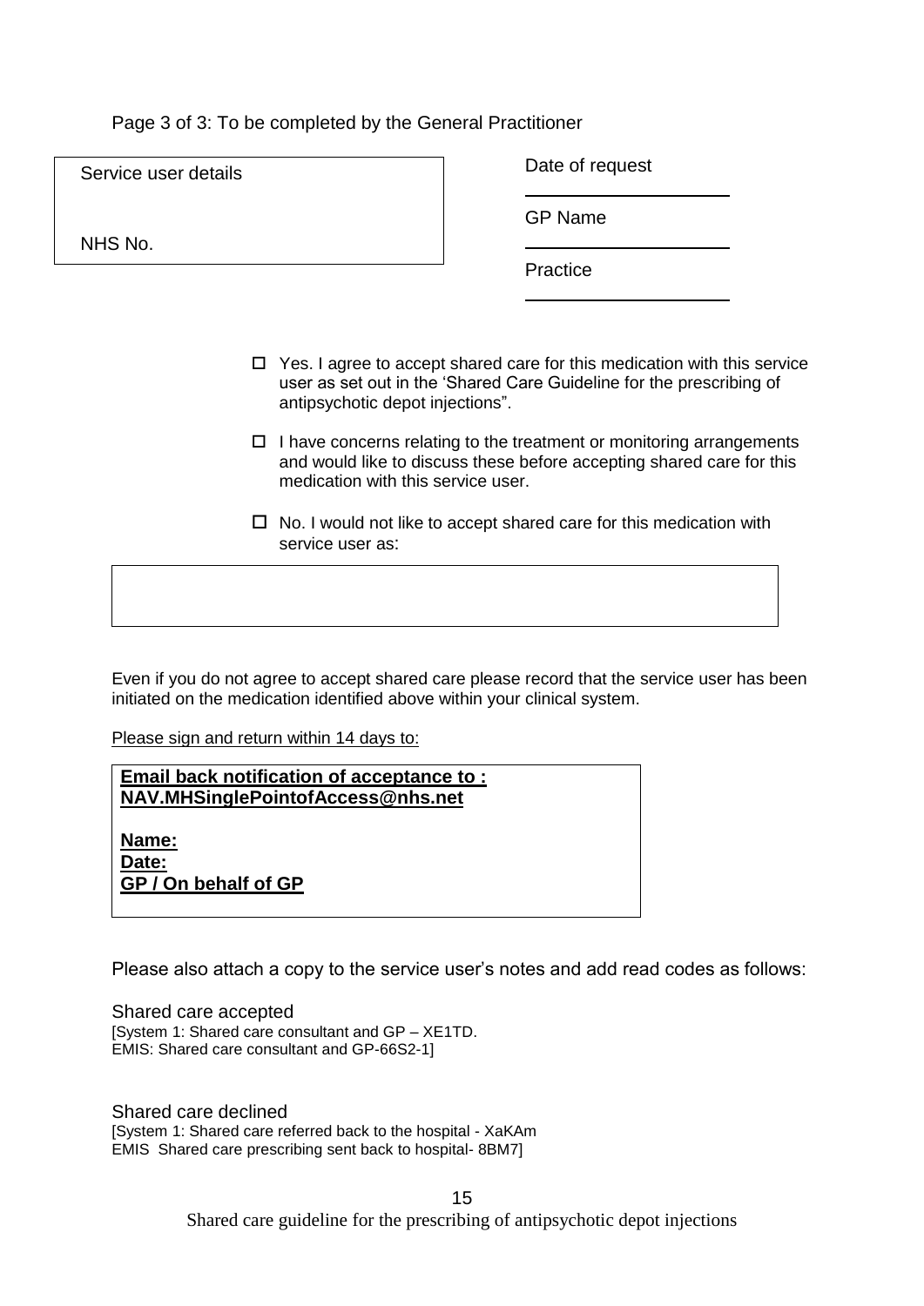Page 3 of 3: To be completed by the General Practitioner

| Service user details<br><br>NHS No. |
|---|

Date of request ______________

GP Name ______________

Practice ______________

- ☐ Yes. I agree to accept shared care for this medication with this service user as set out in the 'Shared Care Guideline for the prescribing of antipsychotic depot injections".
- ☐ I have concerns relating to the treatment or monitoring arrangements and would like to discuss these before accepting shared care for this medication with this service user.
- ☐ No. I would not like to accept shared care for this medication with service user as:

| |
|---|

Even if you do not agree to accept shared care please record that the service user has been initiated on the medication identified above within your clinical system.

Please sign and return within 14 days to:

**Email back notification of acceptance to : NAV.MHSinglePointofAccess@nhs.net**

**Name:**
**Date:**
**GP / On behalf of GP**

Please also attach a copy to the service user's notes and add read codes as follows:

Shared care accepted
[System 1: Shared care consultant and GP – XE1TD.
EMIS: Shared care consultant and GP-66S2-1]

Shared care declined
[System 1: Shared care referred back to the hospital - XaKAm
EMIS Shared care prescribing sent back to hospital- 8BM7]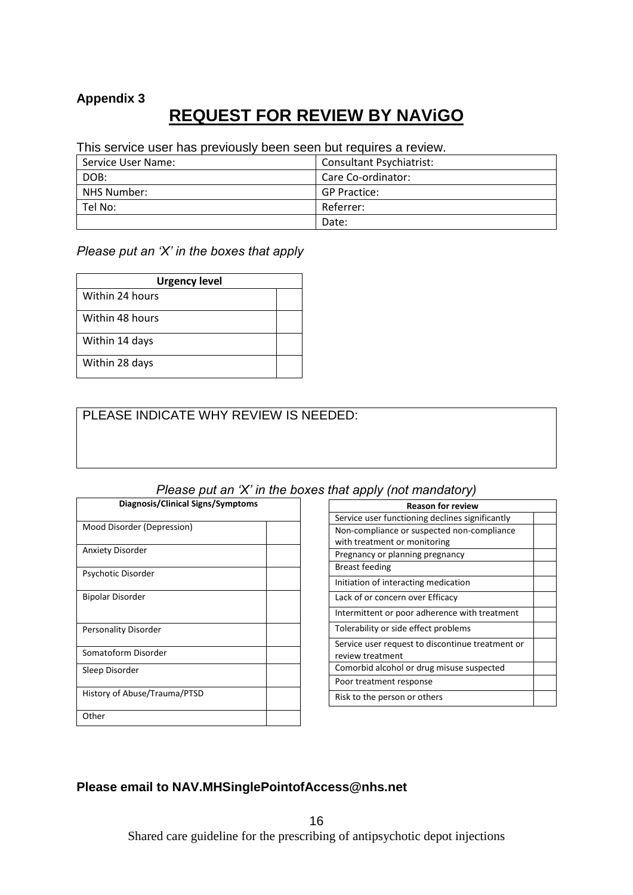**Appendix 3**

# REQUEST FOR REVIEW BY NAViGO

This service user has previously been seen but requires a review.

| | |
|---|---|
| Service User Name: | Consultant Psychiatrist: |
| DOB: | Care Co-ordinator: |
| NHS Number: | GP Practice: |
| Tel No: | Referrer: |
| | Date: |

*Please put an 'X' in the boxes that apply*

| Urgency level | |
|---|---|
| Within 24 hours | |
| Within 48 hours | |
| Within 14 days | |
| Within 28 days | |

| PLEASE INDICATE WHY REVIEW IS NEEDED: |
|---|
| |

*Please put an 'X' in the boxes that apply (not mandatory)*

| Diagnosis/Clinical Signs/Symptoms | |
|---|---|
| Mood Disorder (Depression) | |
| Anxiety Disorder | |
| Psychotic Disorder | |
| Bipolar Disorder | |
| Personality Disorder | |
| Somatoform Disorder | |
| Sleep Disorder | |
| History of Abuse/Trauma/PTSD | |
| Other | |

| Reason for review | |
|---|---|
| Service user functioning declines significantly | |
| Non-compliance or suspected non-compliance with treatment or monitoring | |
| Pregnancy or planning pregnancy | |
| Breast feeding | |
| Initiation of interacting medication | |
| Lack of or concern over Efficacy | |
| Intermittent or poor adherence with treatment | |
| Tolerability or side effect problems | |
| Service user request to discontinue treatment or review treatment | |
| Comorbid alcohol or drug misuse suspected | |
| Poor treatment response | |
| Risk to the person or others | |

**Please email to NAV.MHSinglePointofAccess@nhs.net**